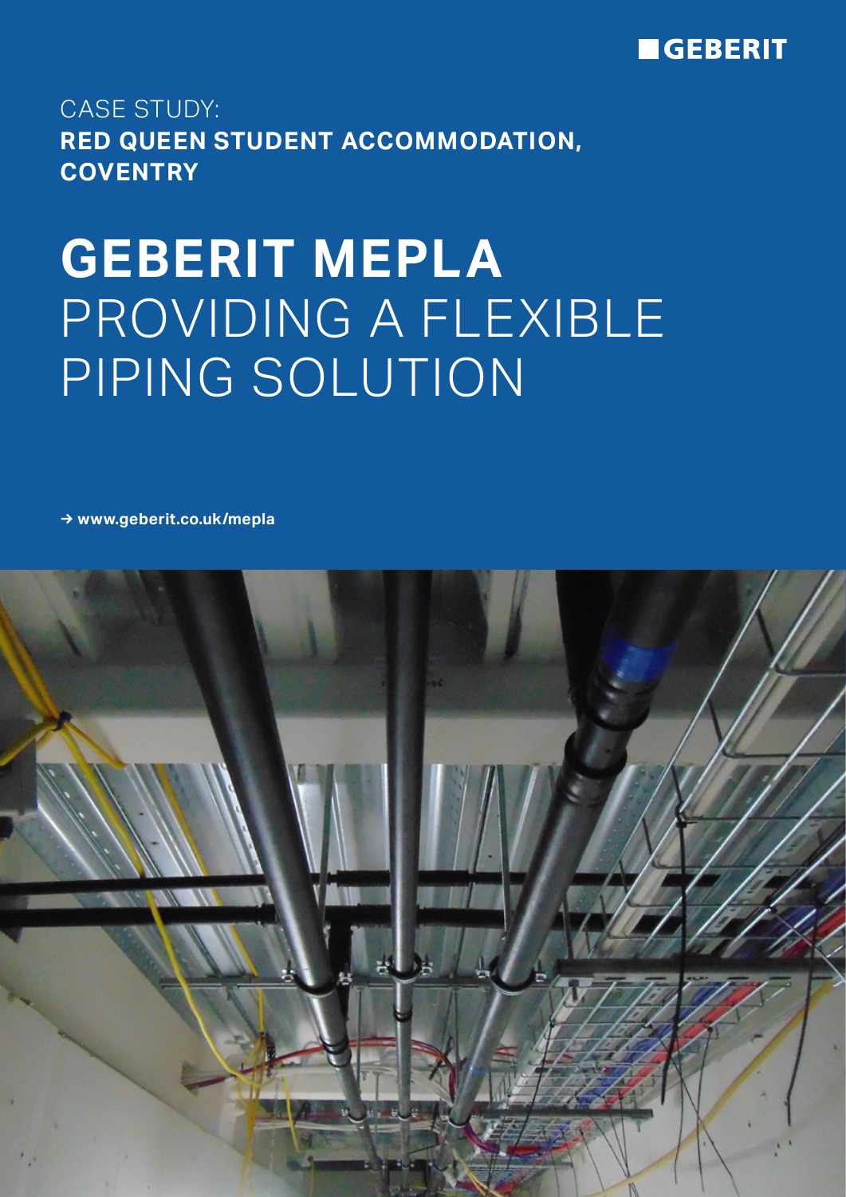GEBERIT

CASE STUDY:
**RED QUEEN STUDENT ACCOMMODATION, COVENTRY**

# GEBERIT MEPLA PROVIDING A FLEXIBLE PIPING SOLUTION

→ **www.geberit.co.uk/mepla**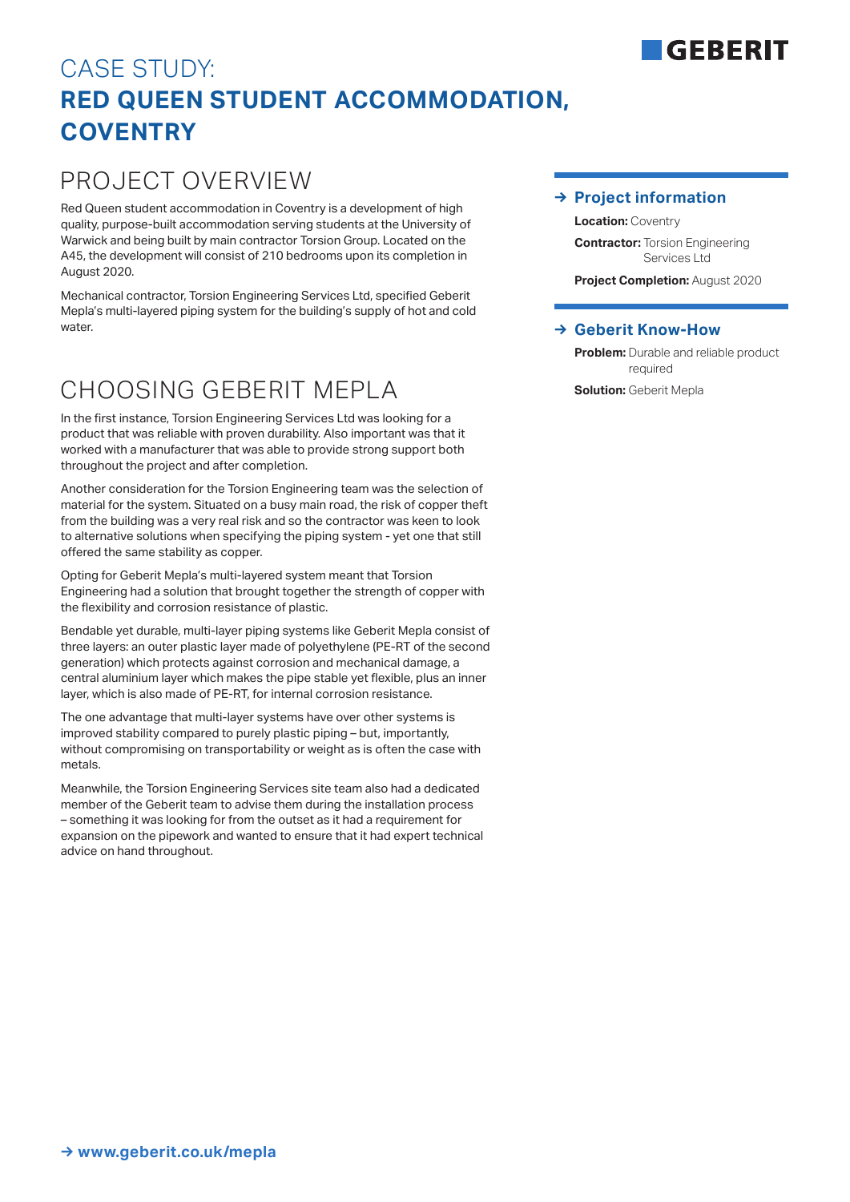# CASE STUDY: RED QUEEN STUDENT ACCOMMODATION, COVENTRY

GEBERIT

## PROJECT OVERVIEW

Red Queen student accommodation in Coventry is a development of high quality, purpose-built accommodation serving students at the University of Warwick and being built by main contractor Torsion Group. Located on the A45, the development will consist of 210 bedrooms upon its completion in August 2020.

Mechanical contractor, Torsion Engineering Services Ltd, specified Geberit Mepla's multi-layered piping system for the building's supply of hot and cold water.

## CHOOSING GEBERIT MEPLA

In the first instance, Torsion Engineering Services Ltd was looking for a product that was reliable with proven durability. Also important was that it worked with a manufacturer that was able to provide strong support both throughout the project and after completion.

Another consideration for the Torsion Engineering team was the selection of material for the system. Situated on a busy main road, the risk of copper theft from the building was a very real risk and so the contractor was keen to look to alternative solutions when specifying the piping system - yet one that still offered the same stability as copper.

Opting for Geberit Mepla's multi-layered system meant that Torsion Engineering had a solution that brought together the strength of copper with the flexibility and corrosion resistance of plastic.

Bendable yet durable, multi-layer piping systems like Geberit Mepla consist of three layers: an outer plastic layer made of polyethylene (PE-RT of the second generation) which protects against corrosion and mechanical damage, a central aluminium layer which makes the pipe stable yet flexible, plus an inner layer, which is also made of PE-RT, for internal corrosion resistance.

The one advantage that multi-layer systems have over other systems is improved stability compared to purely plastic piping – but, importantly, without compromising on transportability or weight as is often the case with metals.

Meanwhile, the Torsion Engineering Services site team also had a dedicated member of the Geberit team to advise them during the installation process – something it was looking for from the outset as it had a requirement for expansion on the pipework and wanted to ensure that it had expert technical advice on hand throughout.

### → Project information

**Location:** Coventry

**Contractor:** Torsion Engineering Services Ltd

**Project Completion:** August 2020

### → Geberit Know-How

**Problem:** Durable and reliable product required

**Solution:** Geberit Mepla

→ www.geberit.co.uk/mepla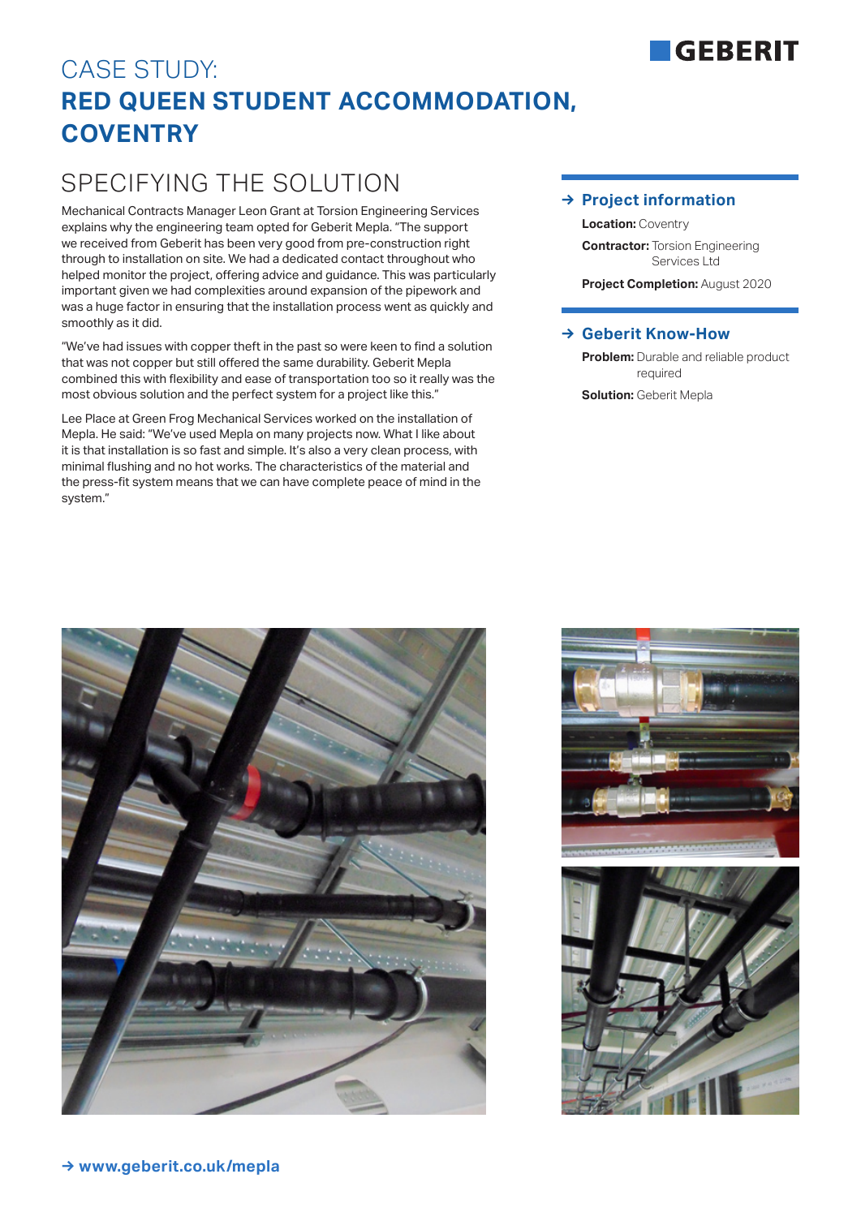# CASE STUDY:
# RED QUEEN STUDENT ACCOMMODATION, COVENTRY

## SPECIFYING THE SOLUTION

Mechanical Contracts Manager Leon Grant at Torsion Engineering Services explains why the engineering team opted for Geberit Mepla. "The support we received from Geberit has been very good from pre-construction right through to installation on site. We had a dedicated contact throughout who helped monitor the project, offering advice and guidance. This was particularly important given we had complexities around expansion of the pipework and was a huge factor in ensuring that the installation process went as quickly and smoothly as it did.

"We've had issues with copper theft in the past so were keen to find a solution that was not copper but still offered the same durability. Geberit Mepla combined this with flexibility and ease of transportation too so it really was the most obvious solution and the perfect system for a project like this."

Lee Place at Green Frog Mechanical Services worked on the installation of Mepla. He said: "We've used Mepla on many projects now. What I like about it is that installation is so fast and simple. It's also a very clean process, with minimal flushing and no hot works. The characteristics of the material and the press-fit system means that we can have complete peace of mind in the system."

### → Project information

**Location:** Coventry

**Contractor:** Torsion Engineering Services Ltd

**Project Completion:** August 2020

### → Geberit Know-How

**Problem:** Durable and reliable product required

**Solution:** Geberit Mepla

→ www.geberit.co.uk/mepla